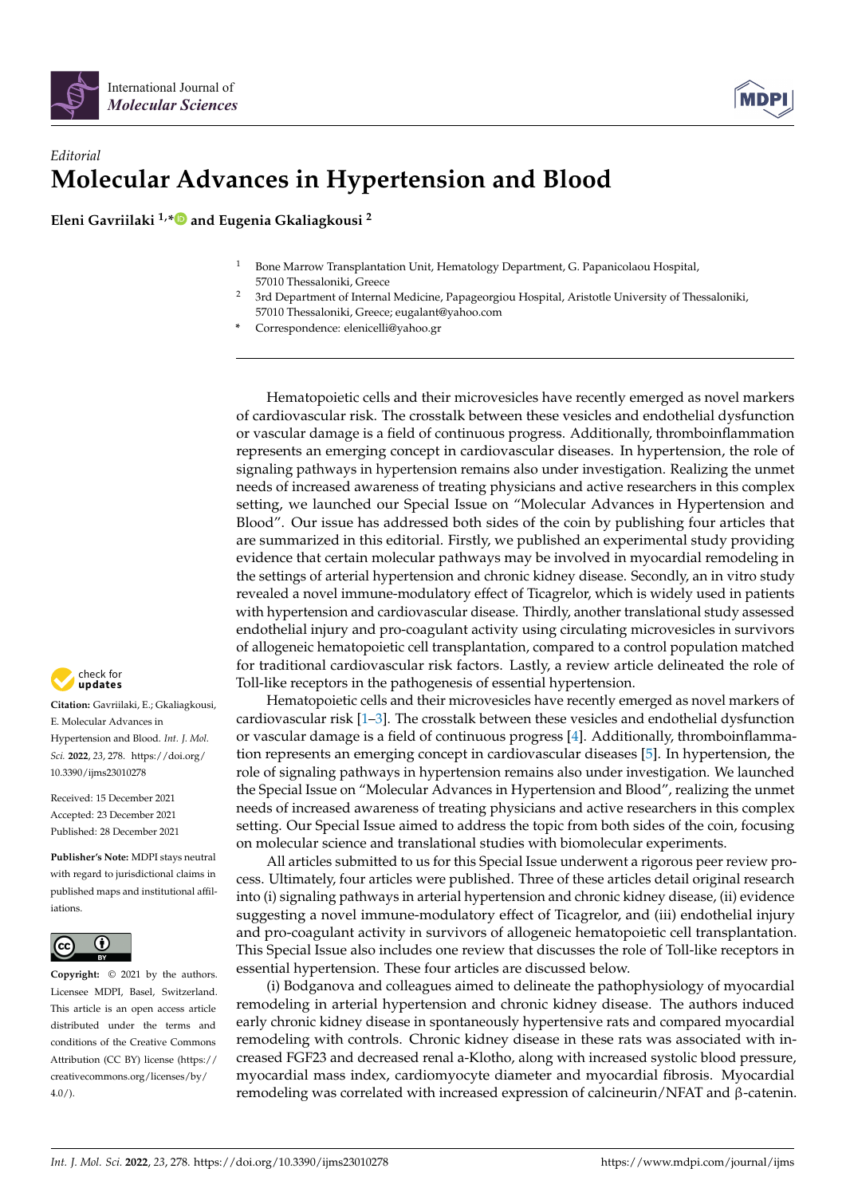*Editorial*

# Molecular Advances in Hypertension and Blood

**Eleni Gavriilaki [1,*] and Eugenia Gkaliagkousi [2]**

1. Bone Marrow Transplantation Unit, Hematology Department, G. Papanicolaou Hospital, 57010 Thessaloniki, Greece
2. 3rd Department of Internal Medicine, Papageorgiou Hospital, Aristotle University of Thessaloniki, 57010 Thessaloniki, Greece; eugalant@yahoo.com

\* Correspondence: elenicelli@yahoo.gr

**Citation:** Gavriilaki, E.; Gkaliagkousi, E. Molecular Advances in Hypertension and Blood. *Int. J. Mol. Sci.* **2022**, *23*, 278. https://doi.org/10.3390/ijms23010278

Received: 15 December 2021
Accepted: 23 December 2021
Published: 28 December 2021

**Publisher's Note:** MDPI stays neutral with regard to jurisdictional claims in published maps and institutional affiliations.

**Copyright:** © 2021 by the authors. Licensee MDPI, Basel, Switzerland. This article is an open access article distributed under the terms and conditions of the Creative Commons Attribution (CC BY) license (https://creativecommons.org/licenses/by/4.0/).

Hematopoietic cells and their microvesicles have recently emerged as novel markers of cardiovascular risk. The crosstalk between these vesicles and endothelial dysfunction or vascular damage is a field of continuous progress. Additionally, thromboinflammation represents an emerging concept in cardiovascular diseases. In hypertension, the role of signaling pathways in hypertension remains also under investigation. Realizing the unmet needs of increased awareness of treating physicians and active researchers in this complex setting, we launched our Special Issue on "Molecular Advances in Hypertension and Blood". Our issue has addressed both sides of the coin by publishing four articles that are summarized in this editorial. Firstly, we published an experimental study providing evidence that certain molecular pathways may be involved in myocardial remodeling in the settings of arterial hypertension and chronic kidney disease. Secondly, an in vitro study revealed a novel immune-modulatory effect of Ticagrelor, which is widely used in patients with hypertension and cardiovascular disease. Thirdly, another translational study assessed endothelial injury and pro-coagulant activity using circulating microvesicles in survivors of allogeneic hematopoietic cell transplantation, compared to a control population matched for traditional cardiovascular risk factors. Lastly, a review article delineated the role of Toll-like receptors in the pathogenesis of essential hypertension.

Hematopoietic cells and their microvesicles have recently emerged as novel markers of cardiovascular risk [1–3]. The crosstalk between these vesicles and endothelial dysfunction or vascular damage is a field of continuous progress [4]. Additionally, thromboinflammation represents an emerging concept in cardiovascular diseases [5]. In hypertension, the role of signaling pathways in hypertension remains also under investigation. We launched the Special Issue on "Molecular Advances in Hypertension and Blood", realizing the unmet needs of increased awareness of treating physicians and active researchers in this complex setting. Our Special Issue aimed to address the topic from both sides of the coin, focusing on molecular science and translational studies with biomolecular experiments.

All articles submitted to us for this Special Issue underwent a rigorous peer review process. Ultimately, four articles were published. Three of these articles detail original research into (i) signaling pathways in arterial hypertension and chronic kidney disease, (ii) evidence suggesting a novel immune-modulatory effect of Ticagrelor, and (iii) endothelial injury and pro-coagulant activity in survivors of allogeneic hematopoietic cell transplantation. This Special Issue also includes one review that discusses the role of Toll-like receptors in essential hypertension. These four articles are discussed below.

(i) Bodganova and colleagues aimed to delineate the pathophysiology of myocardial remodeling in arterial hypertension and chronic kidney disease. The authors induced early chronic kidney disease in spontaneously hypertensive rats and compared myocardial remodeling with controls. Chronic kidney disease in these rats was associated with increased FGF23 and decreased renal a-Klotho, along with increased systolic blood pressure, myocardial mass index, cardiomyocyte diameter and myocardial fibrosis. Myocardial remodeling was correlated with increased expression of calcineurin/NFAT and β-catenin.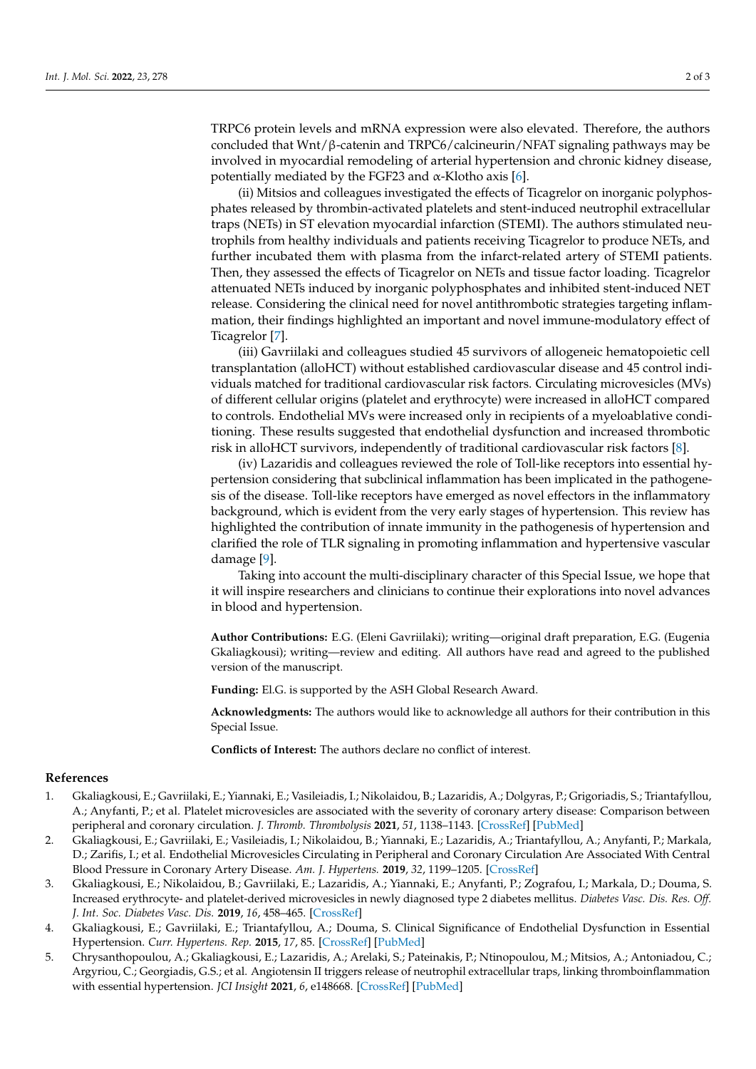TRPC6 protein levels and mRNA expression were also elevated. Therefore, the authors concluded that Wnt/β-catenin and TRPC6/calcineurin/NFAT signaling pathways may be involved in myocardial remodeling of arterial hypertension and chronic kidney disease, potentially mediated by the FGF23 and α-Klotho axis [6].

(ii) Mitsios and colleagues investigated the effects of Ticagrelor on inorganic polyphosphates released by thrombin-activated platelets and stent-induced neutrophil extracellular traps (NETs) in ST elevation myocardial infarction (STEMI). The authors stimulated neutrophils from healthy individuals and patients receiving Ticagrelor to produce NETs, and further incubated them with plasma from the infarct-related artery of STEMI patients. Then, they assessed the effects of Ticagrelor on NETs and tissue factor loading. Ticagrelor attenuated NETs induced by inorganic polyphosphates and inhibited stent-induced NET release. Considering the clinical need for novel antithrombotic strategies targeting inflammation, their findings highlighted an important and novel immune-modulatory effect of Ticagrelor [7].

(iii) Gavriilaki and colleagues studied 45 survivors of allogeneic hematopoietic cell transplantation (alloHCT) without established cardiovascular disease and 45 control individuals matched for traditional cardiovascular risk factors. Circulating microvesicles (MVs) of different cellular origins (platelet and erythrocyte) were increased in alloHCT compared to controls. Endothelial MVs were increased only in recipients of a myeloablative conditioning. These results suggested that endothelial dysfunction and increased thrombotic risk in alloHCT survivors, independently of traditional cardiovascular risk factors [8].

(iv) Lazaridis and colleagues reviewed the role of Toll-like receptors into essential hypertension considering that subclinical inflammation has been implicated in the pathogenesis of the disease. Toll-like receptors have emerged as novel effectors in the inflammatory background, which is evident from the very early stages of hypertension. This review has highlighted the contribution of innate immunity in the pathogenesis of hypertension and clarified the role of TLR signaling in promoting inflammation and hypertensive vascular damage [9].

Taking into account the multi-disciplinary character of this Special Issue, we hope that it will inspire researchers and clinicians to continue their explorations into novel advances in blood and hypertension.

**Author Contributions:** E.G. (Eleni Gavriilaki); writing—original draft preparation, E.G. (Eugenia Gkaliagkousi); writing—review and editing. All authors have read and agreed to the published version of the manuscript.

**Funding:** El.G. is supported by the ASH Global Research Award.

**Acknowledgments:** The authors would like to acknowledge all authors for their contribution in this Special Issue.

**Conflicts of Interest:** The authors declare no conflict of interest.

## References

1. Gkaliagkousi, E.; Gavriilaki, E.; Yiannaki, E.; Vasileiadis, I.; Nikolaidou, B.; Lazaridis, A.; Dolgyras, P.; Grigoriadis, S.; Triantafyllou, A.; Anyfanti, P.; et al. Platelet microvesicles are associated with the severity of coronary artery disease: Comparison between peripheral and coronary circulation. *J. Thromb. Thrombolysis* **2021**, *51*, 1138–1143. [CrossRef] [PubMed]
2. Gkaliagkousi, E.; Gavriilaki, E.; Vasileiadis, I.; Nikolaidou, B.; Yiannaki, E.; Lazaridis, A.; Triantafyllou, A.; Anyfanti, P.; Markala, D.; Zarifis, I.; et al. Endothelial Microvesicles Circulating in Peripheral and Coronary Circulation Are Associated With Central Blood Pressure in Coronary Artery Disease. *Am. J. Hypertens.* **2019**, *32*, 1199–1205. [CrossRef]
3. Gkaliagkousi, E.; Nikolaidou, B.; Gavriilaki, E.; Lazaridis, A.; Yiannaki, E.; Anyfanti, P.; Zografou, I.; Markala, D.; Douma, S. Increased erythrocyte- and platelet-derived microvesicles in newly diagnosed type 2 diabetes mellitus. *Diabetes Vasc. Dis. Res. Off. J. Int. Soc. Diabetes Vasc. Dis.* **2019**, *16*, 458–465. [CrossRef]
4. Gkaliagkousi, E.; Gavriilaki, E.; Triantafyllou, A.; Douma, S. Clinical Significance of Endothelial Dysfunction in Essential Hypertension. *Curr. Hypertens. Rep.* **2015**, *17*, 85. [CrossRef] [PubMed]
5. Chrysanthopoulou, A.; Gkaliagkousi, E.; Lazaridis, A.; Arelaki, S.; Pateinakis, P.; Ntinopoulou, M.; Mitsios, A.; Antoniadou, C.; Argyriou, C.; Georgiadis, G.S.; et al. Angiotensin II triggers release of neutrophil extracellular traps, linking thromboinflammation with essential hypertension. *JCI Insight* **2021**, *6*, e148668. [CrossRef] [PubMed]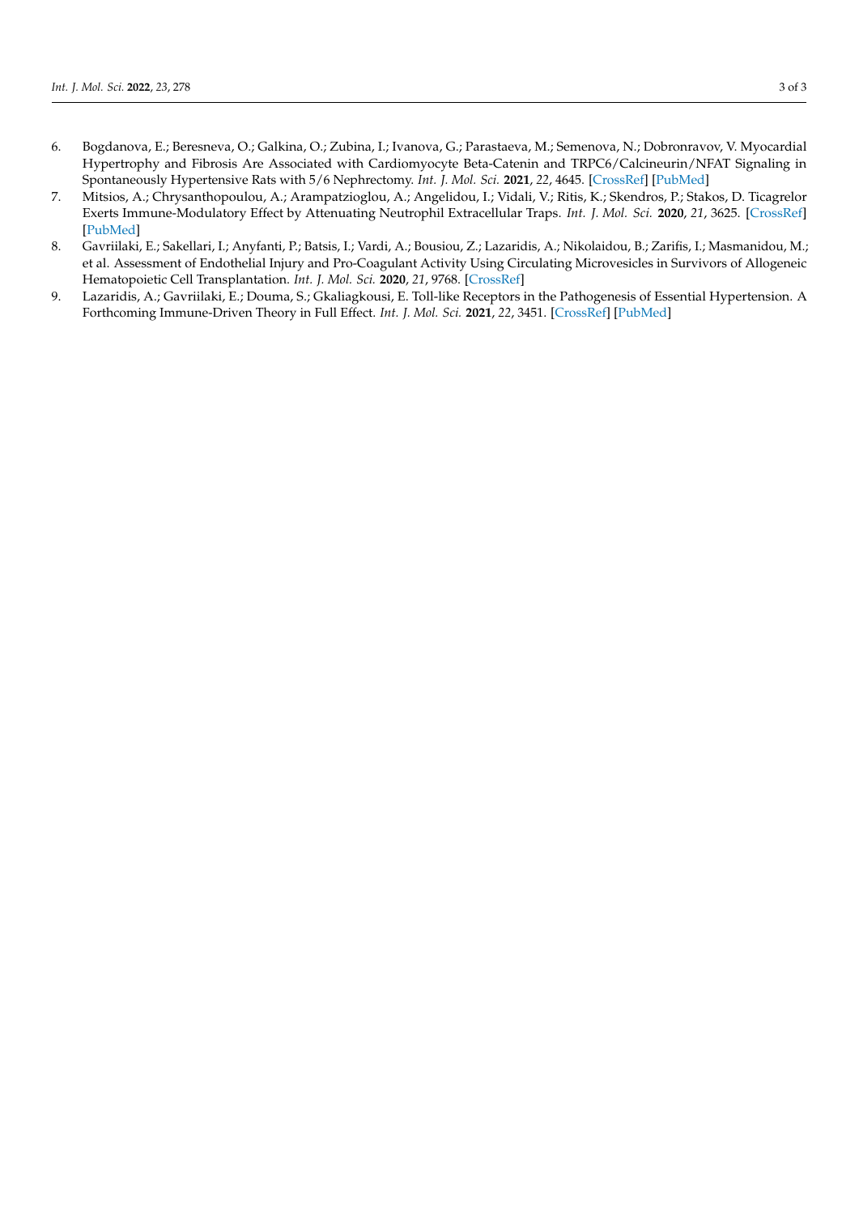6. Bogdanova, E.; Beresneva, O.; Galkina, O.; Zubina, I.; Ivanova, G.; Parastaeva, M.; Semenova, N.; Dobronravov, V. Myocardial Hypertrophy and Fibrosis Are Associated with Cardiomyocyte Beta-Catenin and TRPC6/Calcineurin/NFAT Signaling in Spontaneously Hypertensive Rats with 5/6 Nephrectomy. *Int. J. Mol. Sci.* **2021**, *22*, 4645. [CrossRef] [PubMed]
7. Mitsios, A.; Chrysanthopoulou, A.; Arampatzioglou, A.; Angelidou, I.; Vidali, V.; Ritis, K.; Skendros, P.; Stakos, D. Ticagrelor Exerts Immune-Modulatory Effect by Attenuating Neutrophil Extracellular Traps. *Int. J. Mol. Sci.* **2020**, *21*, 3625. [CrossRef] [PubMed]
8. Gavriilaki, E.; Sakellari, I.; Anyfanti, P.; Batsis, I.; Vardi, A.; Bousiou, Z.; Lazaridis, A.; Nikolaidou, B.; Zarifis, I.; Masmanidou, M.; et al. Assessment of Endothelial Injury and Pro-Coagulant Activity Using Circulating Microvesicles in Survivors of Allogeneic Hematopoietic Cell Transplantation. *Int. J. Mol. Sci.* **2020**, *21*, 9768. [CrossRef]
9. Lazaridis, A.; Gavriilaki, E.; Douma, S.; Gkaliagkousi, E. Toll-like Receptors in the Pathogenesis of Essential Hypertension. A Forthcoming Immune-Driven Theory in Full Effect. *Int. J. Mol. Sci.* **2021**, *22*, 3451. [CrossRef] [PubMed]